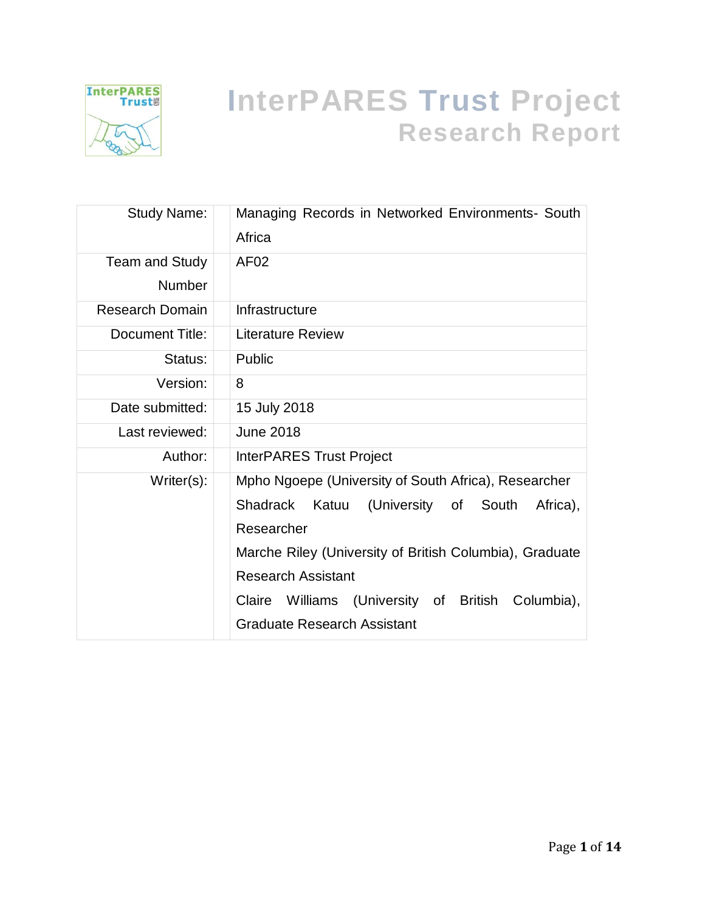# InterPARES Trust Project

## Research Report

| | |
|---|---|
| Study Name: | Managing Records in Networked Environments- South Africa |
| Team and Study Number | AF02 |
| Research Domain | Infrastructure |
| Document Title: | Literature Review |
| Status: | Public |
| Version: | 8 |
| Date submitted: | 15 July 2018 |
| Last reviewed: | June 2018 |
| Author: | InterPARES Trust Project |
| Writer(s): | Mpho Ngoepe (University of South Africa), Researcher<br>Shadrack Katuu (University of South Africa), Researcher<br>Marche Riley (University of British Columbia), Graduate Research Assistant<br>Claire Williams (University of British Columbia), Graduate Research Assistant |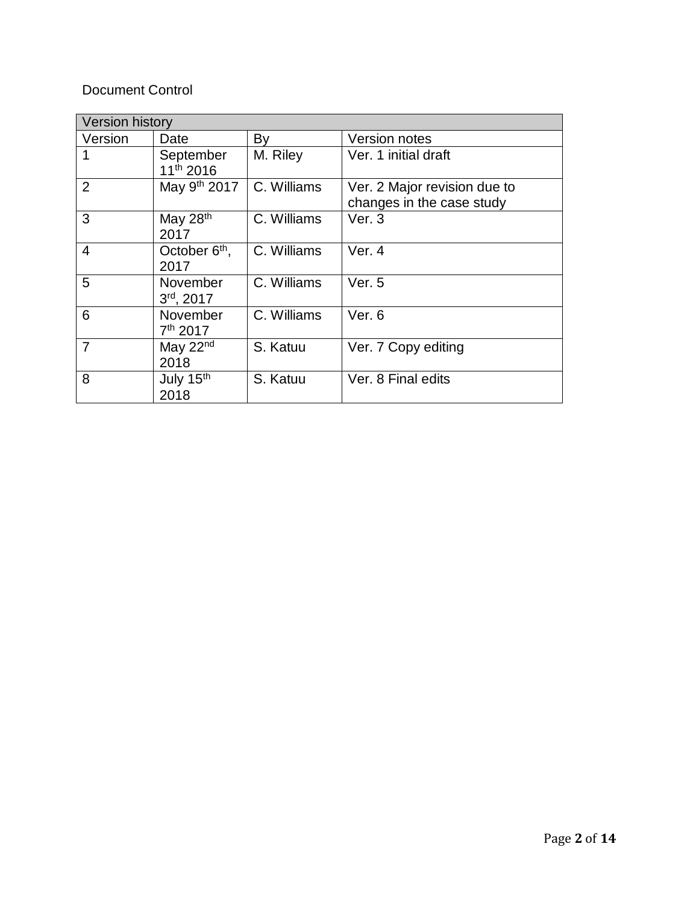Document Control

| Version history | | | |
|---|---|---|---|
| Version | Date | By | Version notes |
| 1 | September 11th 2016 | M. Riley | Ver. 1 initial draft |
| 2 | May 9th 2017 | C. Williams | Ver. 2 Major revision due to changes in the case study |
| 3 | May 28th 2017 | C. Williams | Ver. 3 |
| 4 | October 6th, 2017 | C. Williams | Ver. 4 |
| 5 | November 3rd, 2017 | C. Williams | Ver. 5 |
| 6 | November 7th 2017 | C. Williams | Ver. 6 |
| 7 | May 22nd 2018 | S. Katuu | Ver. 7 Copy editing |
| 8 | July 15th 2018 | S. Katuu | Ver. 8 Final edits |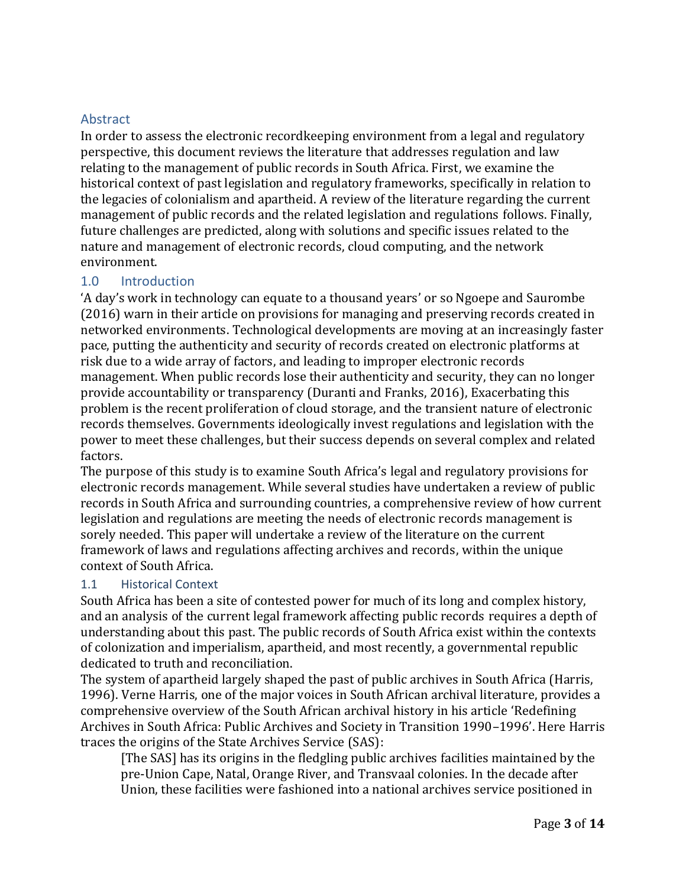## Abstract

In order to assess the electronic recordkeeping environment from a legal and regulatory perspective, this document reviews the literature that addresses regulation and law relating to the management of public records in South Africa. First, we examine the historical context of past legislation and regulatory frameworks, specifically in relation to the legacies of colonialism and apartheid. A review of the literature regarding the current management of public records and the related legislation and regulations follows. Finally, future challenges are predicted, along with solutions and specific issues related to the nature and management of electronic records, cloud computing, and the network environment.

## 1.0 Introduction

'A day's work in technology can equate to a thousand years' or so Ngoepe and Saurombe (2016) warn in their article on provisions for managing and preserving records created in networked environments. Technological developments are moving at an increasingly faster pace, putting the authenticity and security of records created on electronic platforms at risk due to a wide array of factors, and leading to improper electronic records management. When public records lose their authenticity and security, they can no longer provide accountability or transparency (Duranti and Franks, 2016), Exacerbating this problem is the recent proliferation of cloud storage, and the transient nature of electronic records themselves. Governments ideologically invest regulations and legislation with the power to meet these challenges, but their success depends on several complex and related factors.

The purpose of this study is to examine South Africa's legal and regulatory provisions for electronic records management. While several studies have undertaken a review of public records in South Africa and surrounding countries, a comprehensive review of how current legislation and regulations are meeting the needs of electronic records management is sorely needed. This paper will undertake a review of the literature on the current framework of laws and regulations affecting archives and records, within the unique context of South Africa.

### 1.1 Historical Context

South Africa has been a site of contested power for much of its long and complex history, and an analysis of the current legal framework affecting public records requires a depth of understanding about this past. The public records of South Africa exist within the contexts of colonization and imperialism, apartheid, and most recently, a governmental republic dedicated to truth and reconciliation.

The system of apartheid largely shaped the past of public archives in South Africa (Harris, 1996). Verne Harris, one of the major voices in South African archival literature, provides a comprehensive overview of the South African archival history in his article 'Redefining Archives in South Africa: Public Archives and Society in Transition 1990–1996'. Here Harris traces the origins of the State Archives Service (SAS):

> [The SAS] has its origins in the fledgling public archives facilities maintained by the pre-Union Cape, Natal, Orange River, and Transvaal colonies. In the decade after Union, these facilities were fashioned into a national archives service positioned in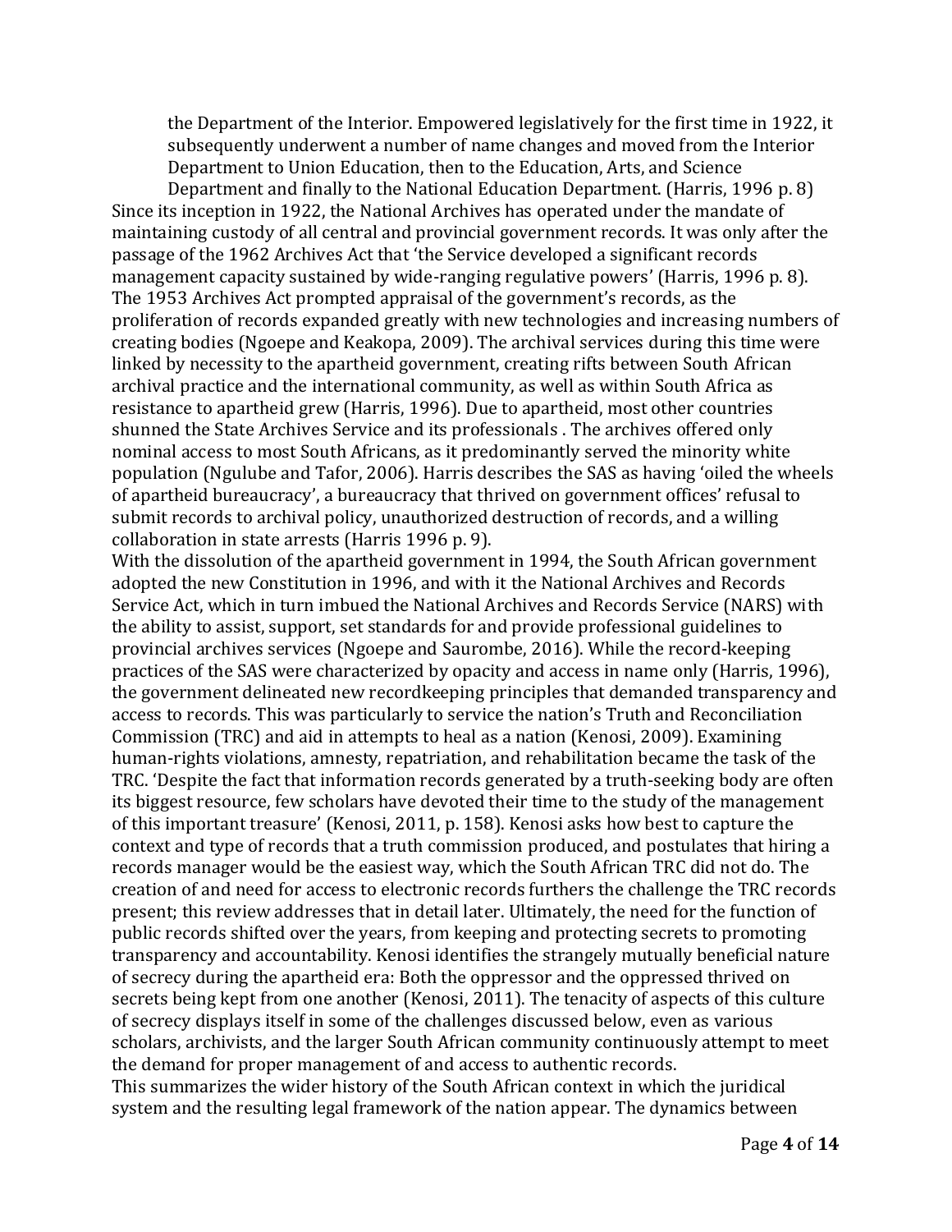> the Department of the Interior. Empowered legislatively for the first time in 1922, it subsequently underwent a number of name changes and moved from the Interior Department to Union Education, then to the Education, Arts, and Science Department and finally to the National Education Department. (Harris, 1996 p. 8)

Since its inception in 1922, the National Archives has operated under the mandate of maintaining custody of all central and provincial government records. It was only after the passage of the 1962 Archives Act that 'the Service developed a significant records management capacity sustained by wide-ranging regulative powers' (Harris, 1996 p. 8). The 1953 Archives Act prompted appraisal of the government's records, as the proliferation of records expanded greatly with new technologies and increasing numbers of creating bodies (Ngoepe and Keakopa, 2009). The archival services during this time were linked by necessity to the apartheid government, creating rifts between South African archival practice and the international community, as well as within South Africa as resistance to apartheid grew (Harris, 1996). Due to apartheid, most other countries shunned the State Archives Service and its professionals . The archives offered only nominal access to most South Africans, as it predominantly served the minority white population (Ngulube and Tafor, 2006). Harris describes the SAS as having 'oiled the wheels of apartheid bureaucracy', a bureaucracy that thrived on government offices' refusal to submit records to archival policy, unauthorized destruction of records, and a willing collaboration in state arrests (Harris 1996 p. 9).

With the dissolution of the apartheid government in 1994, the South African government adopted the new Constitution in 1996, and with it the National Archives and Records Service Act, which in turn imbued the National Archives and Records Service (NARS) with the ability to assist, support, set standards for and provide professional guidelines to provincial archives services (Ngoepe and Saurombe, 2016). While the record-keeping practices of the SAS were characterized by opacity and access in name only (Harris, 1996), the government delineated new recordkeeping principles that demanded transparency and access to records. This was particularly to service the nation's Truth and Reconciliation Commission (TRC) and aid in attempts to heal as a nation (Kenosi, 2009). Examining human-rights violations, amnesty, repatriation, and rehabilitation became the task of the TRC. 'Despite the fact that information records generated by a truth-seeking body are often its biggest resource, few scholars have devoted their time to the study of the management of this important treasure' (Kenosi, 2011, p. 158). Kenosi asks how best to capture the context and type of records that a truth commission produced, and postulates that hiring a records manager would be the easiest way, which the South African TRC did not do. The creation of and need for access to electronic records furthers the challenge the TRC records present; this review addresses that in detail later. Ultimately, the need for the function of public records shifted over the years, from keeping and protecting secrets to promoting transparency and accountability. Kenosi identifies the strangely mutually beneficial nature of secrecy during the apartheid era: Both the oppressor and the oppressed thrived on secrets being kept from one another (Kenosi, 2011). The tenacity of aspects of this culture of secrecy displays itself in some of the challenges discussed below, even as various scholars, archivists, and the larger South African community continuously attempt to meet the demand for proper management of and access to authentic records.

This summarizes the wider history of the South African context in which the juridical system and the resulting legal framework of the nation appear. The dynamics between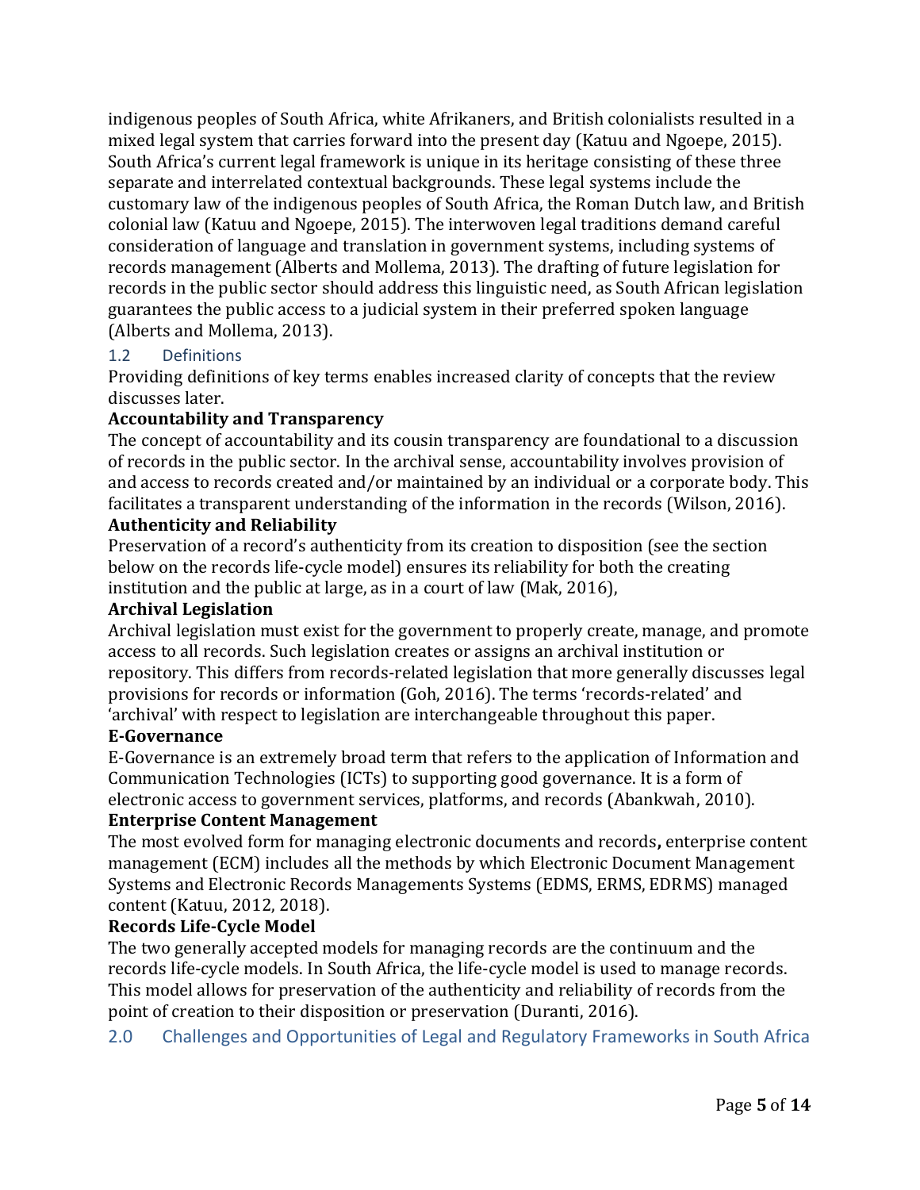indigenous peoples of South Africa, white Afrikaners, and British colonialists resulted in a mixed legal system that carries forward into the present day (Katuu and Ngoepe, 2015). South Africa's current legal framework is unique in its heritage consisting of these three separate and interrelated contextual backgrounds. These legal systems include the customary law of the indigenous peoples of South Africa, the Roman Dutch law, and British colonial law (Katuu and Ngoepe, 2015). The interwoven legal traditions demand careful consideration of language and translation in government systems, including systems of records management (Alberts and Mollema, 2013). The drafting of future legislation for records in the public sector should address this linguistic need, as South African legislation guarantees the public access to a judicial system in their preferred spoken language (Alberts and Mollema, 2013).

### 1.2 Definitions

Providing definitions of key terms enables increased clarity of concepts that the review discusses later.

**Accountability and Transparency**

The concept of accountability and its cousin transparency are foundational to a discussion of records in the public sector. In the archival sense, accountability involves provision of and access to records created and/or maintained by an individual or a corporate body. This facilitates a transparent understanding of the information in the records (Wilson, 2016).

**Authenticity and Reliability**

Preservation of a record's authenticity from its creation to disposition (see the section below on the records life-cycle model) ensures its reliability for both the creating institution and the public at large, as in a court of law (Mak, 2016),

**Archival Legislation**

Archival legislation must exist for the government to properly create, manage, and promote access to all records. Such legislation creates or assigns an archival institution or repository. This differs from records-related legislation that more generally discusses legal provisions for records or information (Goh, 2016). The terms 'records-related' and 'archival' with respect to legislation are interchangeable throughout this paper.

**E-Governance**

E-Governance is an extremely broad term that refers to the application of Information and Communication Technologies (ICTs) to supporting good governance. It is a form of electronic access to government services, platforms, and records (Abankwah, 2010).

**Enterprise Content Management**

The most evolved form for managing electronic documents and records**,** enterprise content management (ECM) includes all the methods by which Electronic Document Management Systems and Electronic Records Managements Systems (EDMS, ERMS, EDRMS) managed content (Katuu, 2012, 2018).

**Records Life-Cycle Model**

The two generally accepted models for managing records are the continuum and the records life-cycle models. In South Africa, the life-cycle model is used to manage records. This model allows for preservation of the authenticity and reliability of records from the point of creation to their disposition or preservation (Duranti, 2016).

## 2.0 Challenges and Opportunities of Legal and Regulatory Frameworks in South Africa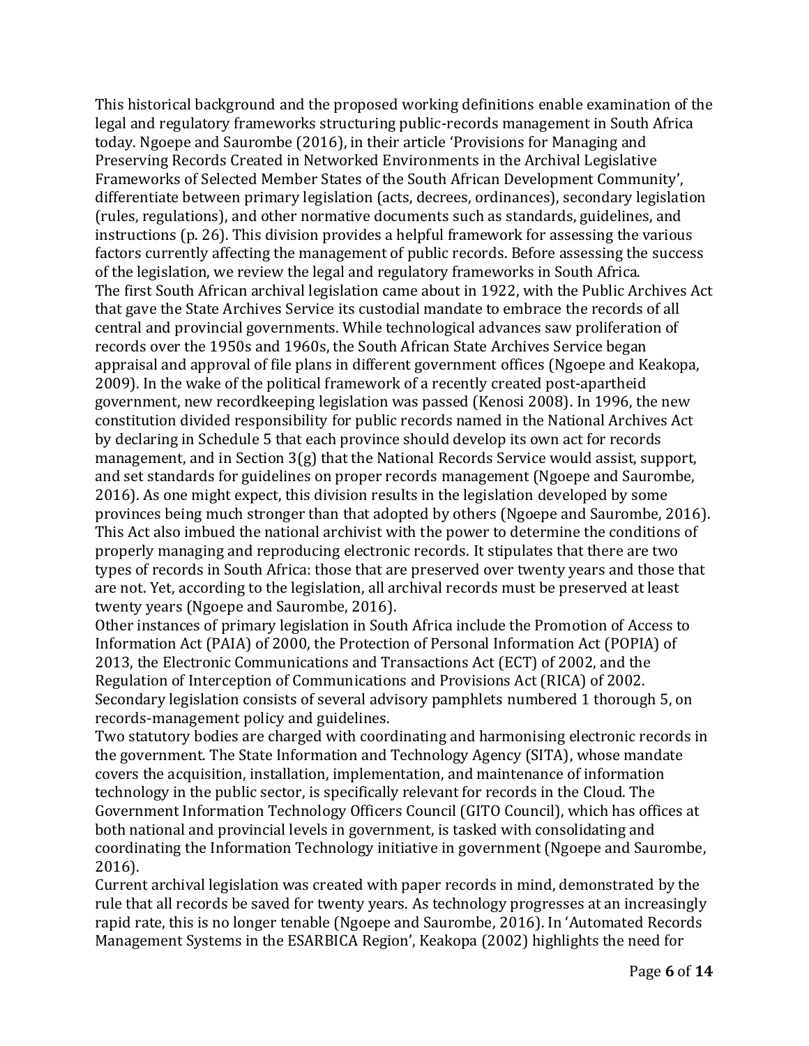This historical background and the proposed working definitions enable examination of the legal and regulatory frameworks structuring public-records management in South Africa today. Ngoepe and Saurombe (2016), in their article 'Provisions for Managing and Preserving Records Created in Networked Environments in the Archival Legislative Frameworks of Selected Member States of the South African Development Community', differentiate between primary legislation (acts, decrees, ordinances), secondary legislation (rules, regulations), and other normative documents such as standards, guidelines, and instructions (p. 26). This division provides a helpful framework for assessing the various factors currently affecting the management of public records. Before assessing the success of the legislation, we review the legal and regulatory frameworks in South Africa.

The first South African archival legislation came about in 1922, with the Public Archives Act that gave the State Archives Service its custodial mandate to embrace the records of all central and provincial governments. While technological advances saw proliferation of records over the 1950s and 1960s, the South African State Archives Service began appraisal and approval of file plans in different government offices (Ngoepe and Keakopa, 2009). In the wake of the political framework of a recently created post-apartheid government, new recordkeeping legislation was passed (Kenosi 2008). In 1996, the new constitution divided responsibility for public records named in the National Archives Act by declaring in Schedule 5 that each province should develop its own act for records management, and in Section 3(g) that the National Records Service would assist, support, and set standards for guidelines on proper records management (Ngoepe and Saurombe, 2016). As one might expect, this division results in the legislation developed by some provinces being much stronger than that adopted by others (Ngoepe and Saurombe, 2016). This Act also imbued the national archivist with the power to determine the conditions of properly managing and reproducing electronic records. It stipulates that there are two types of records in South Africa: those that are preserved over twenty years and those that are not. Yet, according to the legislation, all archival records must be preserved at least twenty years (Ngoepe and Saurombe, 2016).

Other instances of primary legislation in South Africa include the Promotion of Access to Information Act (PAIA) of 2000, the Protection of Personal Information Act (POPIA) of 2013, the Electronic Communications and Transactions Act (ECT) of 2002, and the Regulation of Interception of Communications and Provisions Act (RICA) of 2002. Secondary legislation consists of several advisory pamphlets numbered 1 thorough 5, on records-management policy and guidelines.

Two statutory bodies are charged with coordinating and harmonising electronic records in the government. The State Information and Technology Agency (SITA), whose mandate covers the acquisition, installation, implementation, and maintenance of information technology in the public sector, is specifically relevant for records in the Cloud. The Government Information Technology Officers Council (GITO Council), which has offices at both national and provincial levels in government, is tasked with consolidating and coordinating the Information Technology initiative in government (Ngoepe and Saurombe, 2016).

Current archival legislation was created with paper records in mind, demonstrated by the rule that all records be saved for twenty years. As technology progresses at an increasingly rapid rate, this is no longer tenable (Ngoepe and Saurombe, 2016). In 'Automated Records Management Systems in the ESARBICA Region', Keakopa (2002) highlights the need for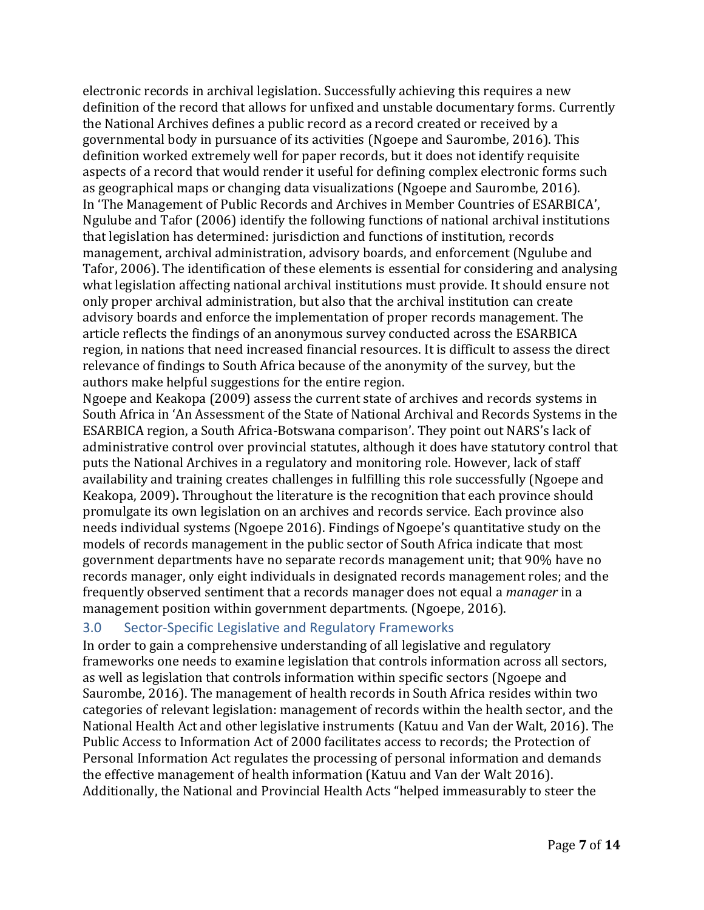electronic records in archival legislation. Successfully achieving this requires a new definition of the record that allows for unfixed and unstable documentary forms. Currently the National Archives defines a public record as a record created or received by a governmental body in pursuance of its activities (Ngoepe and Saurombe, 2016). This definition worked extremely well for paper records, but it does not identify requisite aspects of a record that would render it useful for defining complex electronic forms such as geographical maps or changing data visualizations (Ngoepe and Saurombe, 2016).

In 'The Management of Public Records and Archives in Member Countries of ESARBICA', Ngulube and Tafor (2006) identify the following functions of national archival institutions that legislation has determined: jurisdiction and functions of institution, records management, archival administration, advisory boards, and enforcement (Ngulube and Tafor, 2006). The identification of these elements is essential for considering and analysing what legislation affecting national archival institutions must provide. It should ensure not only proper archival administration, but also that the archival institution can create advisory boards and enforce the implementation of proper records management. The article reflects the findings of an anonymous survey conducted across the ESARBICA region, in nations that need increased financial resources. It is difficult to assess the direct relevance of findings to South Africa because of the anonymity of the survey, but the authors make helpful suggestions for the entire region.

Ngoepe and Keakopa (2009) assess the current state of archives and records systems in South Africa in 'An Assessment of the State of National Archival and Records Systems in the ESARBICA region, a South Africa-Botswana comparison'. They point out NARS's lack of administrative control over provincial statutes, although it does have statutory control that puts the National Archives in a regulatory and monitoring role. However, lack of staff availability and training creates challenges in fulfilling this role successfully (Ngoepe and Keakopa, 2009)**.** Throughout the literature is the recognition that each province should promulgate its own legislation on an archives and records service. Each province also needs individual systems (Ngoepe 2016). Findings of Ngoepe's quantitative study on the models of records management in the public sector of South Africa indicate that most government departments have no separate records management unit; that 90% have no records manager, only eight individuals in designated records management roles; and the frequently observed sentiment that a records manager does not equal a *manager* in a management position within government departments. (Ngoepe, 2016).

## 3.0 Sector-Specific Legislative and Regulatory Frameworks

In order to gain a comprehensive understanding of all legislative and regulatory frameworks one needs to examine legislation that controls information across all sectors, as well as legislation that controls information within specific sectors (Ngoepe and Saurombe, 2016). The management of health records in South Africa resides within two categories of relevant legislation: management of records within the health sector, and the National Health Act and other legislative instruments (Katuu and Van der Walt, 2016). The Public Access to Information Act of 2000 facilitates access to records; the Protection of Personal Information Act regulates the processing of personal information and demands the effective management of health information (Katuu and Van der Walt 2016). Additionally, the National and Provincial Health Acts "helped immeasurably to steer the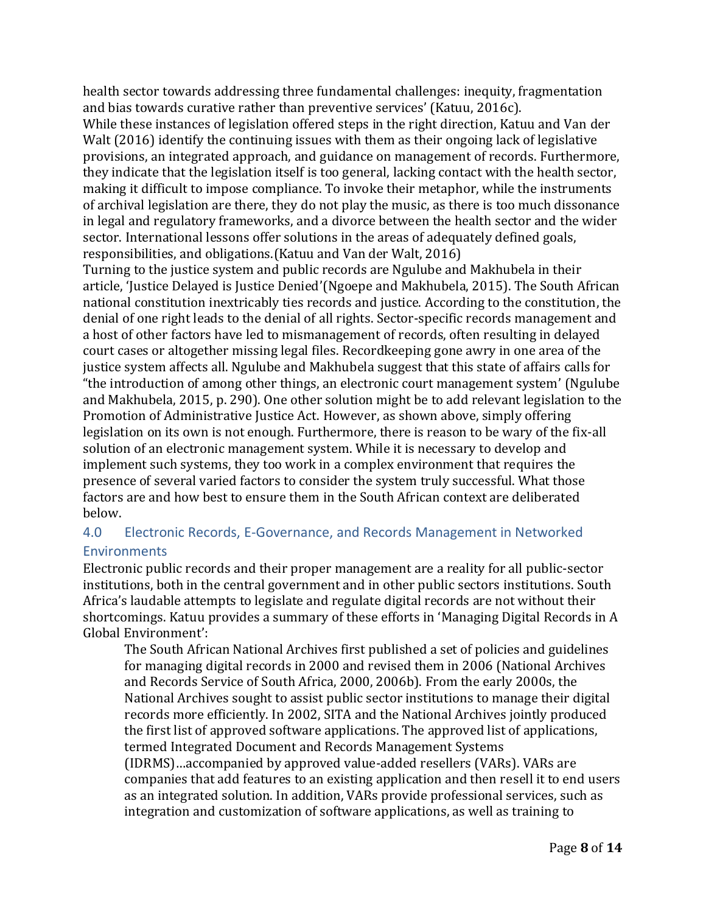health sector towards addressing three fundamental challenges: inequity, fragmentation and bias towards curative rather than preventive services' (Katuu, 2016c).

While these instances of legislation offered steps in the right direction, Katuu and Van der Walt (2016) identify the continuing issues with them as their ongoing lack of legislative provisions, an integrated approach, and guidance on management of records. Furthermore, they indicate that the legislation itself is too general, lacking contact with the health sector, making it difficult to impose compliance. To invoke their metaphor, while the instruments of archival legislation are there, they do not play the music, as there is too much dissonance in legal and regulatory frameworks, and a divorce between the health sector and the wider sector. International lessons offer solutions in the areas of adequately defined goals, responsibilities, and obligations.(Katuu and Van der Walt, 2016)

Turning to the justice system and public records are Ngulube and Makhubela in their article, 'Justice Delayed is Justice Denied'(Ngoepe and Makhubela, 2015). The South African national constitution inextricably ties records and justice. According to the constitution, the denial of one right leads to the denial of all rights. Sector-specific records management and a host of other factors have led to mismanagement of records, often resulting in delayed court cases or altogether missing legal files. Recordkeeping gone awry in one area of the justice system affects all. Ngulube and Makhubela suggest that this state of affairs calls for "the introduction of among other things, an electronic court management system' (Ngulube and Makhubela, 2015, p. 290). One other solution might be to add relevant legislation to the Promotion of Administrative Justice Act. However, as shown above, simply offering legislation on its own is not enough. Furthermore, there is reason to be wary of the fix-all solution of an electronic management system. While it is necessary to develop and implement such systems, they too work in a complex environment that requires the presence of several varied factors to consider the system truly successful. What those factors are and how best to ensure them in the South African context are deliberated below.

## 4.0 Electronic Records, E-Governance, and Records Management in Networked Environments

Electronic public records and their proper management are a reality for all public-sector institutions, both in the central government and in other public sectors institutions. South Africa's laudable attempts to legislate and regulate digital records are not without their shortcomings. Katuu provides a summary of these efforts in 'Managing Digital Records in A Global Environment':

> The South African National Archives first published a set of policies and guidelines for managing digital records in 2000 and revised them in 2006 (National Archives and Records Service of South Africa, 2000, 2006b). From the early 2000s, the National Archives sought to assist public sector institutions to manage their digital records more efficiently. In 2002, SITA and the National Archives jointly produced the first list of approved software applications. The approved list of applications, termed Integrated Document and Records Management Systems (IDRMS)…accompanied by approved value-added resellers (VARs). VARs are companies that add features to an existing application and then resell it to end users as an integrated solution. In addition, VARs provide professional services, such as integration and customization of software applications, as well as training to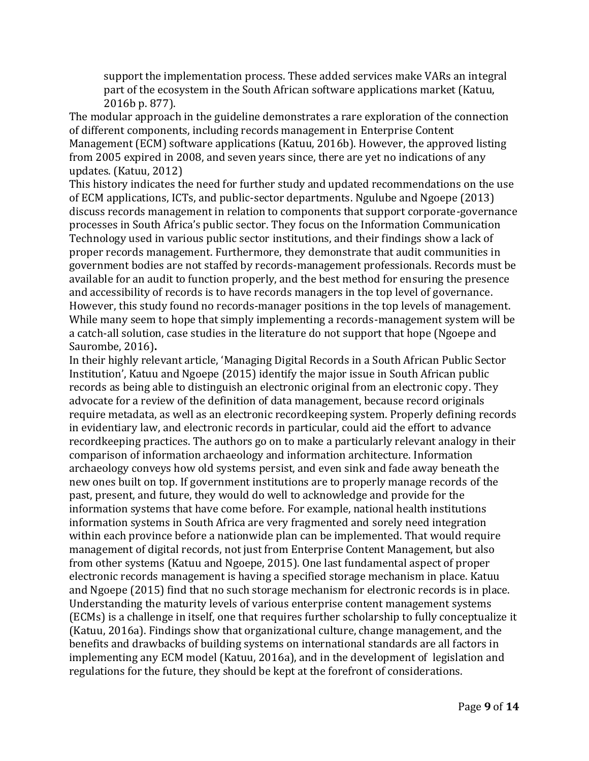> support the implementation process. These added services make VARs an integral part of the ecosystem in the South African software applications market (Katuu, 2016b p. 877).

The modular approach in the guideline demonstrates a rare exploration of the connection of different components, including records management in Enterprise Content Management (ECM) software applications (Katuu, 2016b). However, the approved listing from 2005 expired in 2008, and seven years since, there are yet no indications of any updates. (Katuu, 2012)

This history indicates the need for further study and updated recommendations on the use of ECM applications, ICTs, and public-sector departments. Ngulube and Ngoepe (2013) discuss records management in relation to components that support corporate-governance processes in South Africa's public sector. They focus on the Information Communication Technology used in various public sector institutions, and their findings show a lack of proper records management. Furthermore, they demonstrate that audit communities in government bodies are not staffed by records-management professionals. Records must be available for an audit to function properly, and the best method for ensuring the presence and accessibility of records is to have records managers in the top level of governance. However, this study found no records-manager positions in the top levels of management. While many seem to hope that simply implementing a records-management system will be a catch-all solution, case studies in the literature do not support that hope (Ngoepe and Saurombe, 2016)**.**

In their highly relevant article, 'Managing Digital Records in a South African Public Sector Institution', Katuu and Ngoepe (2015) identify the major issue in South African public records as being able to distinguish an electronic original from an electronic copy. They advocate for a review of the definition of data management, because record originals require metadata, as well as an electronic recordkeeping system. Properly defining records in evidentiary law, and electronic records in particular, could aid the effort to advance recordkeeping practices. The authors go on to make a particularly relevant analogy in their comparison of information archaeology and information architecture. Information archaeology conveys how old systems persist, and even sink and fade away beneath the new ones built on top. If government institutions are to properly manage records of the past, present, and future, they would do well to acknowledge and provide for the information systems that have come before. For example, national health institutions information systems in South Africa are very fragmented and sorely need integration within each province before a nationwide plan can be implemented. That would require management of digital records, not just from Enterprise Content Management, but also from other systems (Katuu and Ngoepe, 2015). One last fundamental aspect of proper electronic records management is having a specified storage mechanism in place. Katuu and Ngoepe (2015) find that no such storage mechanism for electronic records is in place. Understanding the maturity levels of various enterprise content management systems (ECMs) is a challenge in itself, one that requires further scholarship to fully conceptualize it (Katuu, 2016a). Findings show that organizational culture, change management, and the benefits and drawbacks of building systems on international standards are all factors in implementing any ECM model (Katuu, 2016a), and in the development of legislation and regulations for the future, they should be kept at the forefront of considerations.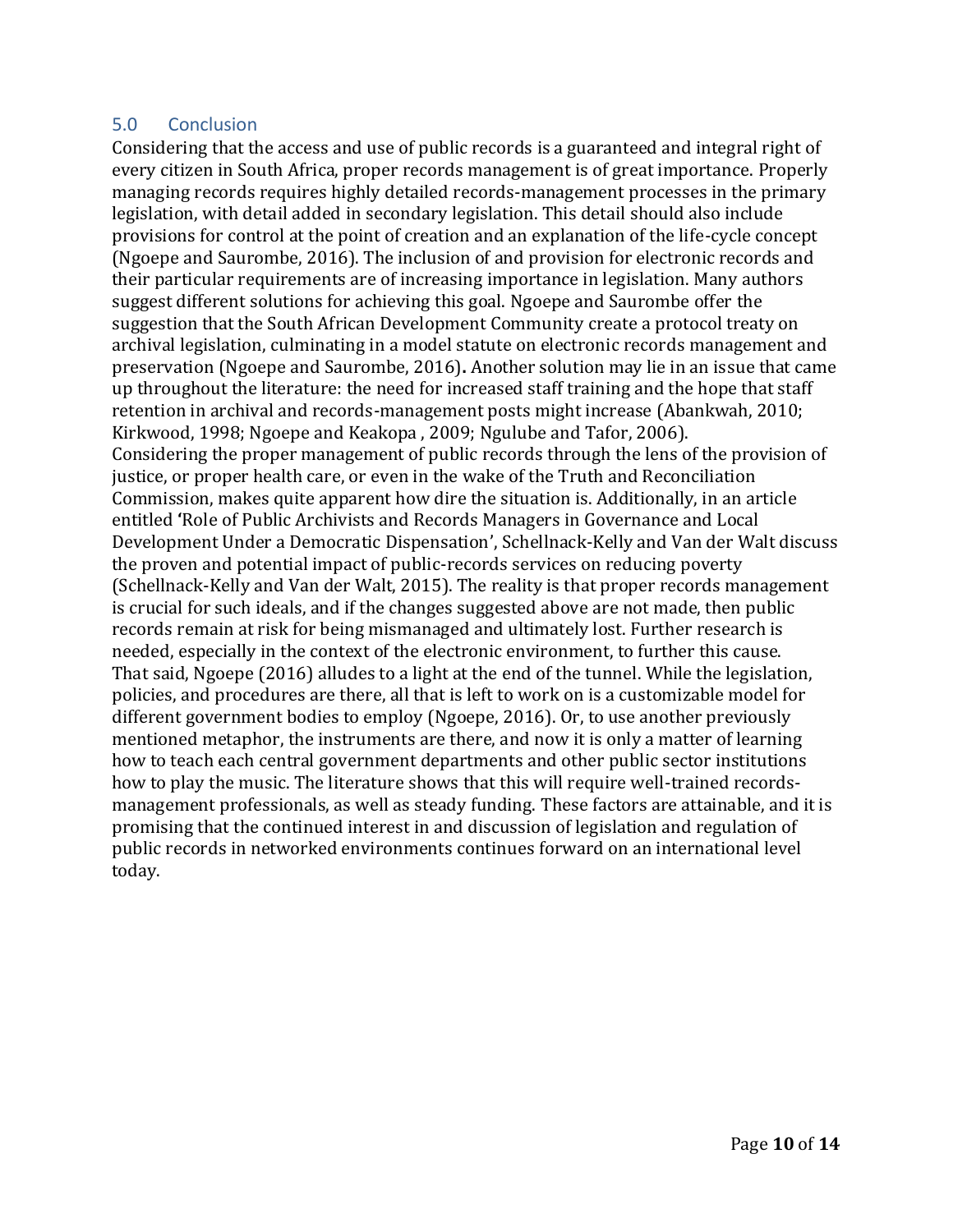## 5.0 Conclusion

Considering that the access and use of public records is a guaranteed and integral right of every citizen in South Africa, proper records management is of great importance. Properly managing records requires highly detailed records-management processes in the primary legislation, with detail added in secondary legislation. This detail should also include provisions for control at the point of creation and an explanation of the life-cycle concept (Ngoepe and Saurombe, 2016). The inclusion of and provision for electronic records and their particular requirements are of increasing importance in legislation. Many authors suggest different solutions for achieving this goal. Ngoepe and Saurombe offer the suggestion that the South African Development Community create a protocol treaty on archival legislation, culminating in a model statute on electronic records management and preservation (Ngoepe and Saurombe, 2016)**.** Another solution may lie in an issue that came up throughout the literature: the need for increased staff training and the hope that staff retention in archival and records-management posts might increase (Abankwah, 2010; Kirkwood, 1998; Ngoepe and Keakopa , 2009; Ngulube and Tafor, 2006).
Considering the proper management of public records through the lens of the provision of justice, or proper health care, or even in the wake of the Truth and Reconciliation Commission, makes quite apparent how dire the situation is. Additionally, in an article entitled **'**Role of Public Archivists and Records Managers in Governance and Local Development Under a Democratic Dispensation', Schellnack-Kelly and Van der Walt discuss the proven and potential impact of public-records services on reducing poverty (Schellnack-Kelly and Van der Walt, 2015). The reality is that proper records management is crucial for such ideals, and if the changes suggested above are not made, then public records remain at risk for being mismanaged and ultimately lost. Further research is needed, especially in the context of the electronic environment, to further this cause.
That said, Ngoepe (2016) alludes to a light at the end of the tunnel. While the legislation, policies, and procedures are there, all that is left to work on is a customizable model for different government bodies to employ (Ngoepe, 2016). Or, to use another previously mentioned metaphor, the instruments are there, and now it is only a matter of learning how to teach each central government departments and other public sector institutions how to play the music. The literature shows that this will require well-trained records-management professionals, as well as steady funding. These factors are attainable, and it is promising that the continued interest in and discussion of legislation and regulation of public records in networked environments continues forward on an international level today.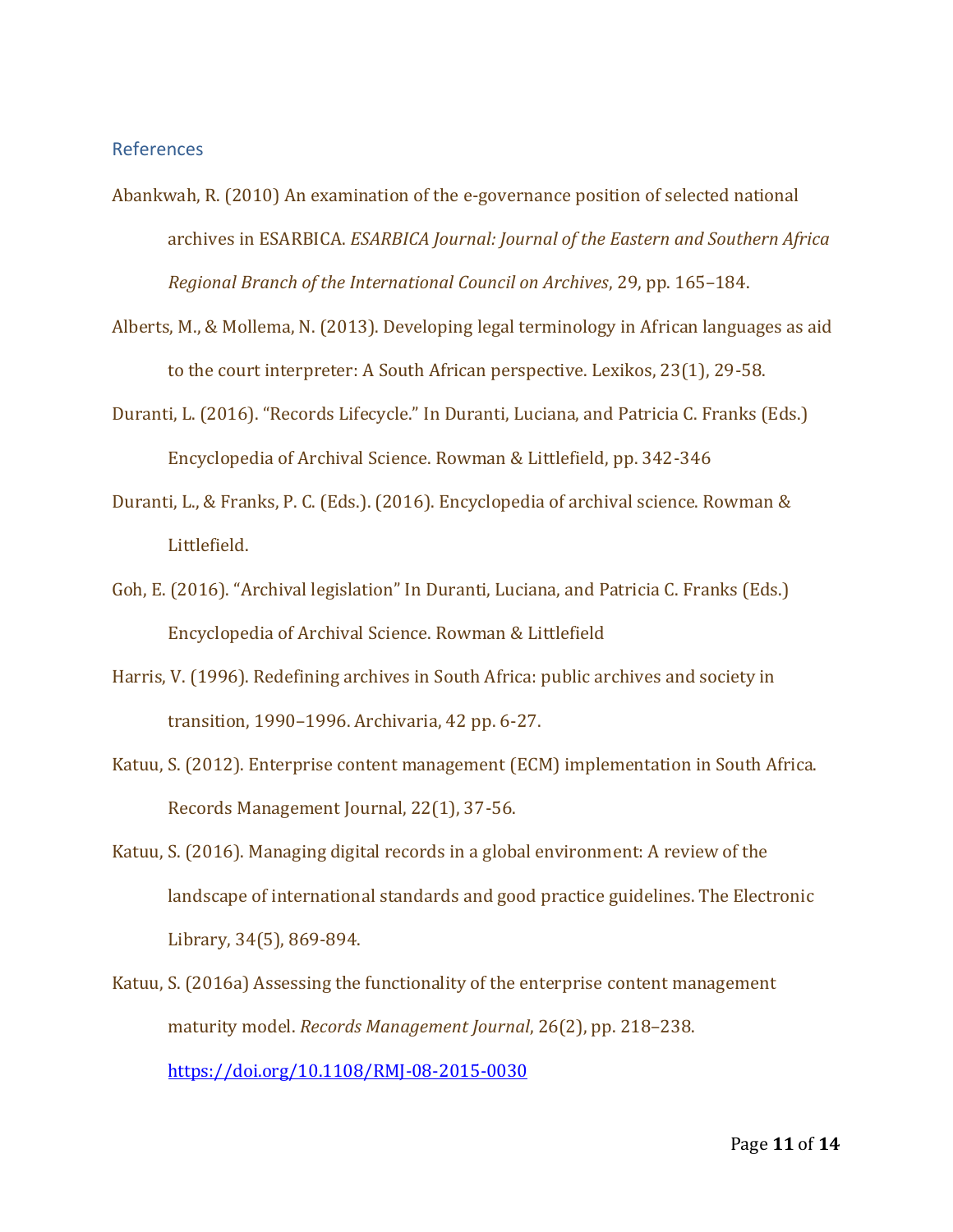## References

Abankwah, R. (2010) An examination of the e-governance position of selected national archives in ESARBICA. *ESARBICA Journal: Journal of the Eastern and Southern Africa Regional Branch of the International Council on Archives*, 29, pp. 165–184.

Alberts, M., & Mollema, N. (2013). Developing legal terminology in African languages as aid to the court interpreter: A South African perspective. Lexikos, 23(1), 29-58.

Duranti, L. (2016). “Records Lifecycle.” In Duranti, Luciana, and Patricia C. Franks (Eds.) Encyclopedia of Archival Science. Rowman & Littlefield, pp. 342-346

Duranti, L., & Franks, P. C. (Eds.). (2016). Encyclopedia of archival science. Rowman & Littlefield.

Goh, E. (2016). “Archival legislation” In Duranti, Luciana, and Patricia C. Franks (Eds.) Encyclopedia of Archival Science. Rowman & Littlefield

Harris, V. (1996). Redefining archives in South Africa: public archives and society in transition, 1990–1996. Archivaria, 42 pp. 6-27.

Katuu, S. (2012). Enterprise content management (ECM) implementation in South Africa. Records Management Journal, 22(1), 37-56.

Katuu, S. (2016). Managing digital records in a global environment: A review of the landscape of international standards and good practice guidelines. The Electronic Library, 34(5), 869-894.

Katuu, S. (2016a) Assessing the functionality of the enterprise content management maturity model. *Records Management Journal*, 26(2), pp. 218–238. https://doi.org/10.1108/RMJ-08-2015-0030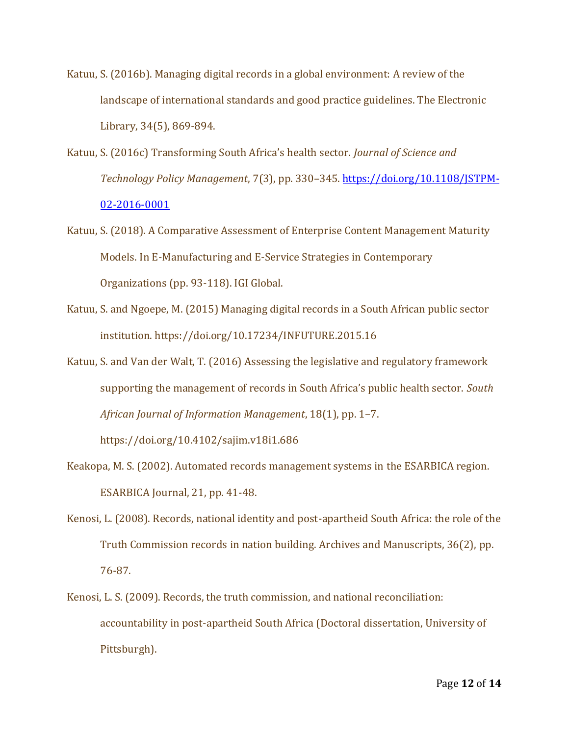Katuu, S. (2016b). Managing digital records in a global environment: A review of the landscape of international standards and good practice guidelines. The Electronic Library, 34(5), 869-894.

Katuu, S. (2016c) Transforming South Africa's health sector. *Journal of Science and Technology Policy Management*, 7(3), pp. 330–345. https://doi.org/10.1108/JSTPM-02-2016-0001

Katuu, S. (2018). A Comparative Assessment of Enterprise Content Management Maturity Models. In E-Manufacturing and E-Service Strategies in Contemporary Organizations (pp. 93-118). IGI Global.

Katuu, S. and Ngoepe, M. (2015) Managing digital records in a South African public sector institution. https://doi.org/10.17234/INFUTURE.2015.16

Katuu, S. and Van der Walt, T. (2016) Assessing the legislative and regulatory framework supporting the management of records in South Africa's public health sector. *South African Journal of Information Management*, 18(1), pp. 1–7. https://doi.org/10.4102/sajim.v18i1.686

Keakopa, M. S. (2002). Automated records management systems in the ESARBICA region. ESARBICA Journal, 21, pp. 41-48.

Kenosi, L. (2008). Records, national identity and post-apartheid South Africa: the role of the Truth Commission records in nation building. Archives and Manuscripts, 36(2), pp. 76-87.

Kenosi, L. S. (2009). Records, the truth commission, and national reconciliation: accountability in post-apartheid South Africa (Doctoral dissertation, University of Pittsburgh).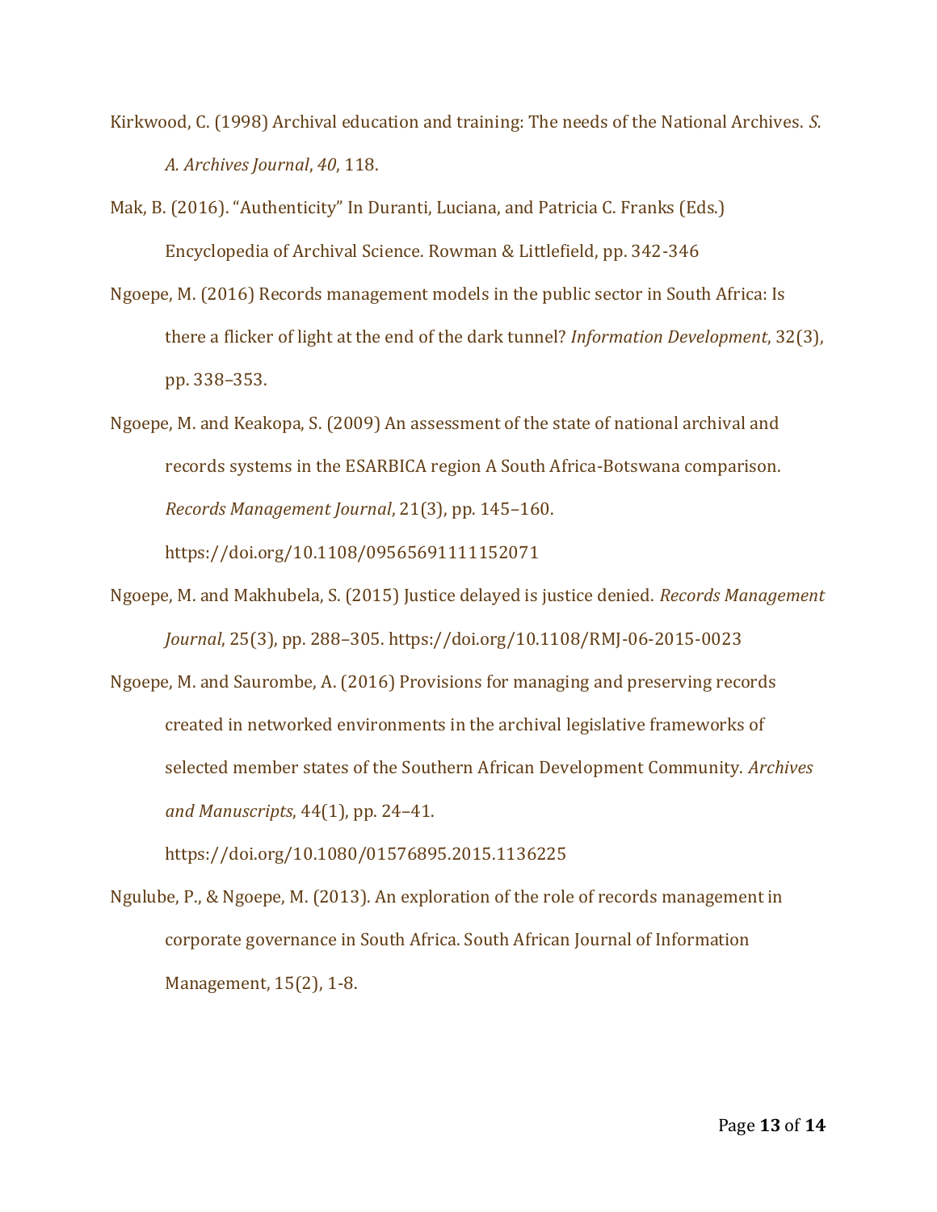Kirkwood, C. (1998) Archival education and training: The needs of the National Archives. *S. A. Archives Journal*, *40*, 118.

Mak, B. (2016). "Authenticity" In Duranti, Luciana, and Patricia C. Franks (Eds.) Encyclopedia of Archival Science. Rowman & Littlefield, pp. 342-346

Ngoepe, M. (2016) Records management models in the public sector in South Africa: Is there a flicker of light at the end of the dark tunnel? *Information Development*, 32(3), pp. 338–353.

Ngoepe, M. and Keakopa, S. (2009) An assessment of the state of national archival and records systems in the ESARBICA region A South Africa-Botswana comparison. *Records Management Journal*, 21(3), pp. 145–160. https://doi.org/10.1108/09565691111152071

Ngoepe, M. and Makhubela, S. (2015) Justice delayed is justice denied. *Records Management Journal*, 25(3), pp. 288–305. https://doi.org/10.1108/RMJ-06-2015-0023

Ngoepe, M. and Saurombe, A. (2016) Provisions for managing and preserving records created in networked environments in the archival legislative frameworks of selected member states of the Southern African Development Community. *Archives and Manuscripts*, 44(1), pp. 24–41. https://doi.org/10.1080/01576895.2015.1136225

Ngulube, P., & Ngoepe, M. (2013). An exploration of the role of records management in corporate governance in South Africa. South African Journal of Information Management, 15(2), 1-8.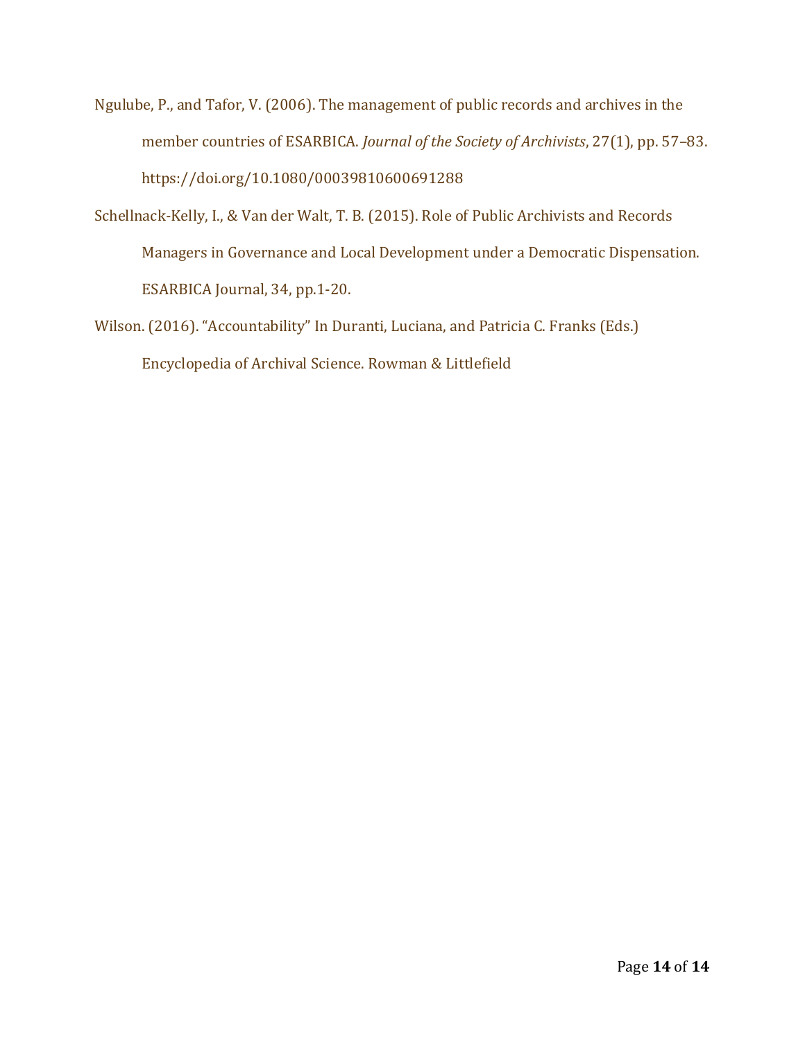Ngulube, P., and Tafor, V. (2006). The management of public records and archives in the member countries of ESARBICA. *Journal of the Society of Archivists*, 27(1), pp. 57–83. https://doi.org/10.1080/00039810600691288

Schellnack-Kelly, I., & Van der Walt, T. B. (2015). Role of Public Archivists and Records Managers in Governance and Local Development under a Democratic Dispensation. ESARBICA Journal, 34, pp.1-20.

Wilson. (2016). "Accountability" In Duranti, Luciana, and Patricia C. Franks (Eds.) Encyclopedia of Archival Science. Rowman & Littlefield